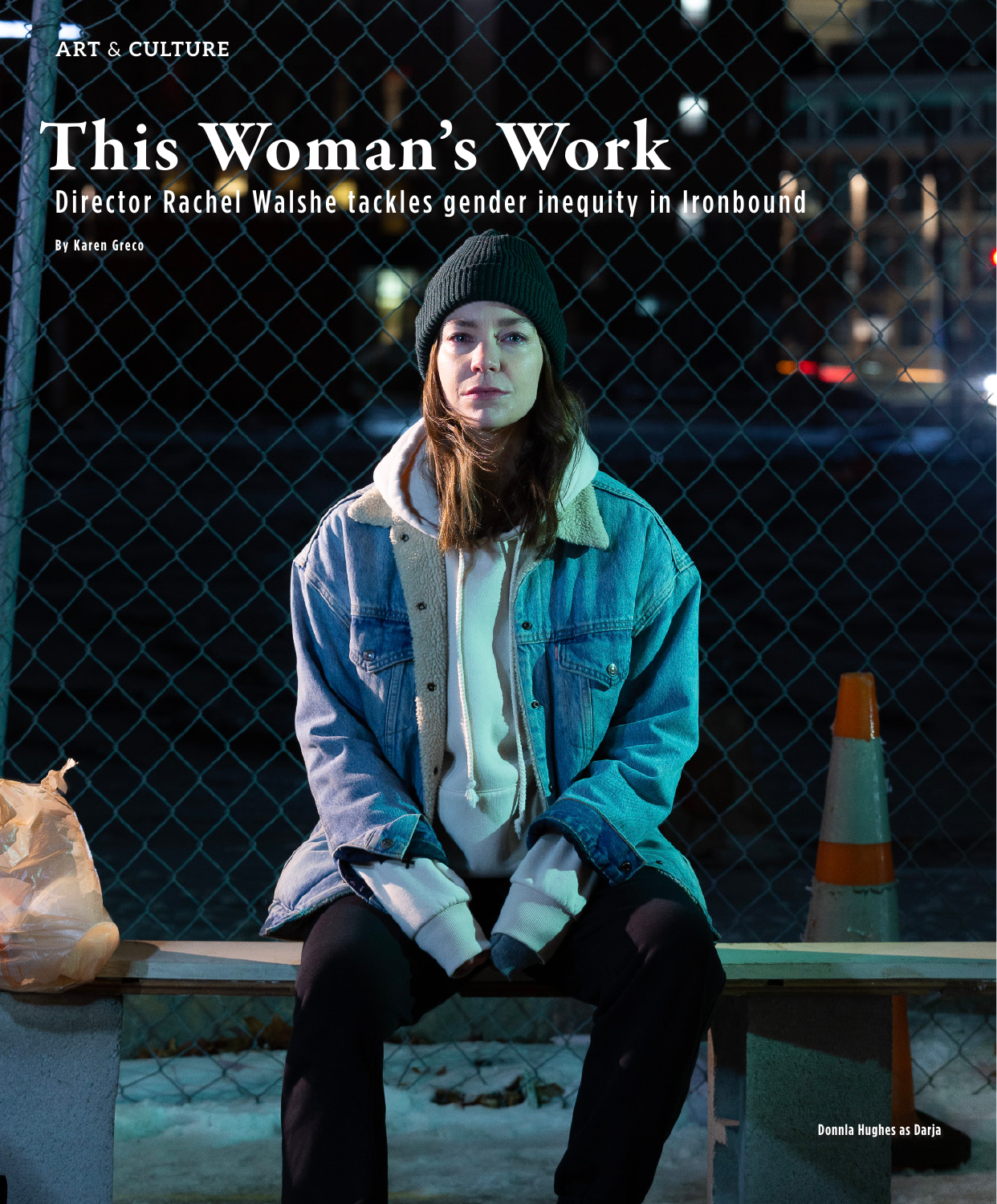ART & CULTURE

# This Woman's Work

## Director Rachel Walshe tackles gender inequity in Ironbound

By Karen Greco

Donnla Hughes as Darja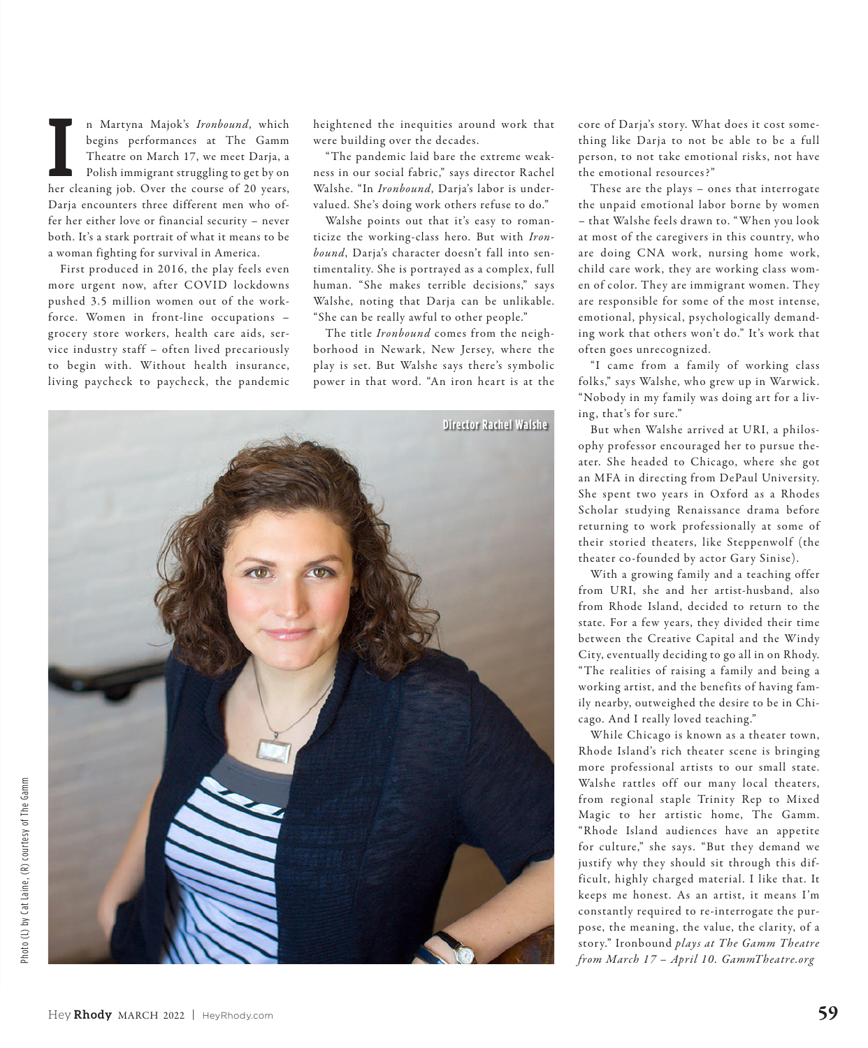In Martyna Majok's *Ironbound*, which begins performances at The Gamm Theatre on March 17, we meet Darja, a Polish immigrant struggling to get by on her cleaning job. Over the course of 20 years, Darja encounters three different men who offer her either love or financial security – never both. It's a stark portrait of what it means to be a woman fighting for survival in America.

First produced in 2016, the play feels even more urgent now, after COVID lockdowns pushed 3.5 million women out of the workforce. Women in front-line occupations – grocery store workers, health care aids, service industry staff – often lived precariously to begin with. Without health insurance, living paycheck to paycheck, the pandemic heightened the inequities around work that were building over the decades.

"The pandemic laid bare the extreme weakness in our social fabric," says director Rachel Walshe. "In *Ironbound*, Darja's labor is undervalued. She's doing work others refuse to do."

Walshe points out that it's easy to romanticize the working-class hero. But with *Ironbound*, Darja's character doesn't fall into sentimentality. She is portrayed as a complex, full human. "She makes terrible decisions," says Walshe, noting that Darja can be unlikable. "She can be really awful to other people."

The title *Ironbound* comes from the neighborhood in Newark, New Jersey, where the play is set. But Walshe says there's symbolic power in that word. "An iron heart is at the core of Darja's story. What does it cost something like Darja to not be able to be a full person, to not take emotional risks, not have the emotional resources?"

Director Rachel Walshe

Photo (L) by Cat Laine, (R) courtesy of The Gamm

These are the plays – ones that interrogate the unpaid emotional labor borne by women – that Walshe feels drawn to. "When you look at most of the caregivers in this country, who are doing CNA work, nursing home work, child care work, they are working class women of color. They are immigrant women. They are responsible for some of the most intense, emotional, physical, psychologically demanding work that others won't do." It's work that often goes unrecognized.

"I came from a family of working class folks," says Walshe, who grew up in Warwick. "Nobody in my family was doing art for a living, that's for sure."

But when Walshe arrived at URI, a philosophy professor encouraged her to pursue theater. She headed to Chicago, where she got an MFA in directing from DePaul University. She spent two years in Oxford as a Rhodes Scholar studying Renaissance drama before returning to work professionally at some of their storied theaters, like Steppenwolf (the theater co-founded by actor Gary Sinise).

With a growing family and a teaching offer from URI, she and her artist-husband, also from Rhode Island, decided to return to the state. For a few years, they divided their time between the Creative Capital and the Windy City, eventually deciding to go all in on Rhody. "The realities of raising a family and being a working artist, and the benefits of having family nearby, outweighed the desire to be in Chicago. And I really loved teaching."

While Chicago is known as a theater town, Rhode Island's rich theater scene is bringing more professional artists to our small state. Walshe rattles off our many local theaters, from regional staple Trinity Rep to Mixed Magic to her artistic home, The Gamm. "Rhode Island audiences have an appetite for culture," she says. "But they demand we justify why they should sit through this difficult, highly charged material. I like that. It keeps me honest. As an artist, it means I'm constantly required to re-interrogate the purpose, the meaning, the value, the clarity, of a story." Ironbound *plays at The Gamm Theatre from March 17 – April 10. GammTheatre.org*